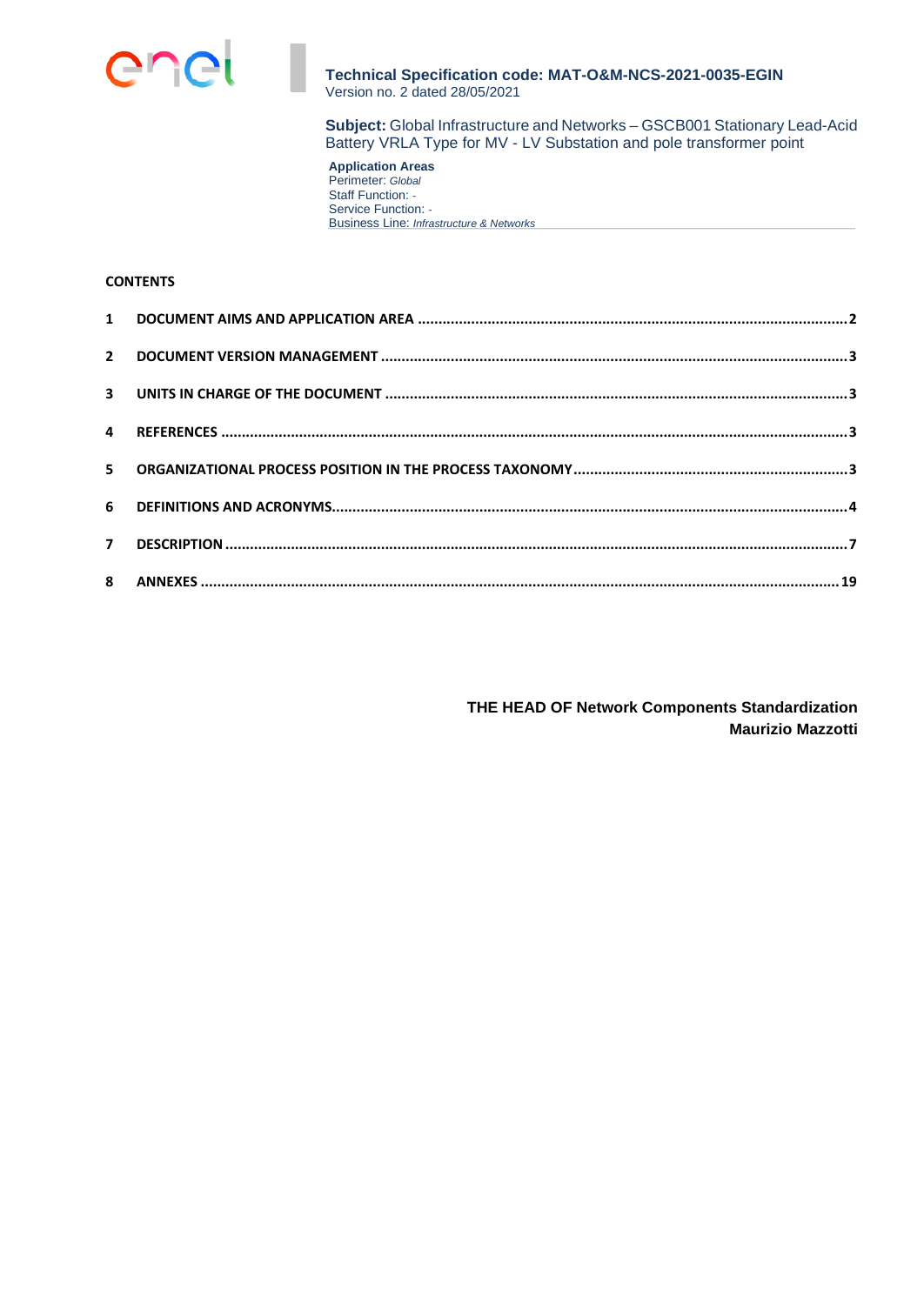**Technical Specification code: MAT-O&M-NCS-2021-0035-EGIN**
Version no. 2 dated 28/05/2021

**Subject:** Global Infrastructure and Networks – GSCB001 Stationary Lead-Acid Battery VRLA Type for MV - LV Substation and pole transformer point

**Application Areas**
Perimeter: *Global*
Staff Function: -
Service Function: -
Business Line: *Infrastructure & Networks*

**CONTENTS**

| | | |
|---|---|---|
| **1** | **DOCUMENT AIMS AND APPLICATION AREA** | **2** |
| **2** | **DOCUMENT VERSION MANAGEMENT** | **3** |
| **3** | **UNITS IN CHARGE OF THE DOCUMENT** | **3** |
| **4** | **REFERENCES** | **3** |
| **5** | **ORGANIZATIONAL PROCESS POSITION IN THE PROCESS TAXONOMY** | **3** |
| **6** | **DEFINITIONS AND ACRONYMS** | **4** |
| **7** | **DESCRIPTION** | **7** |
| **8** | **ANNEXES** | **19** |

**THE HEAD OF Network Components Standardization**
**Maurizio Mazzotti**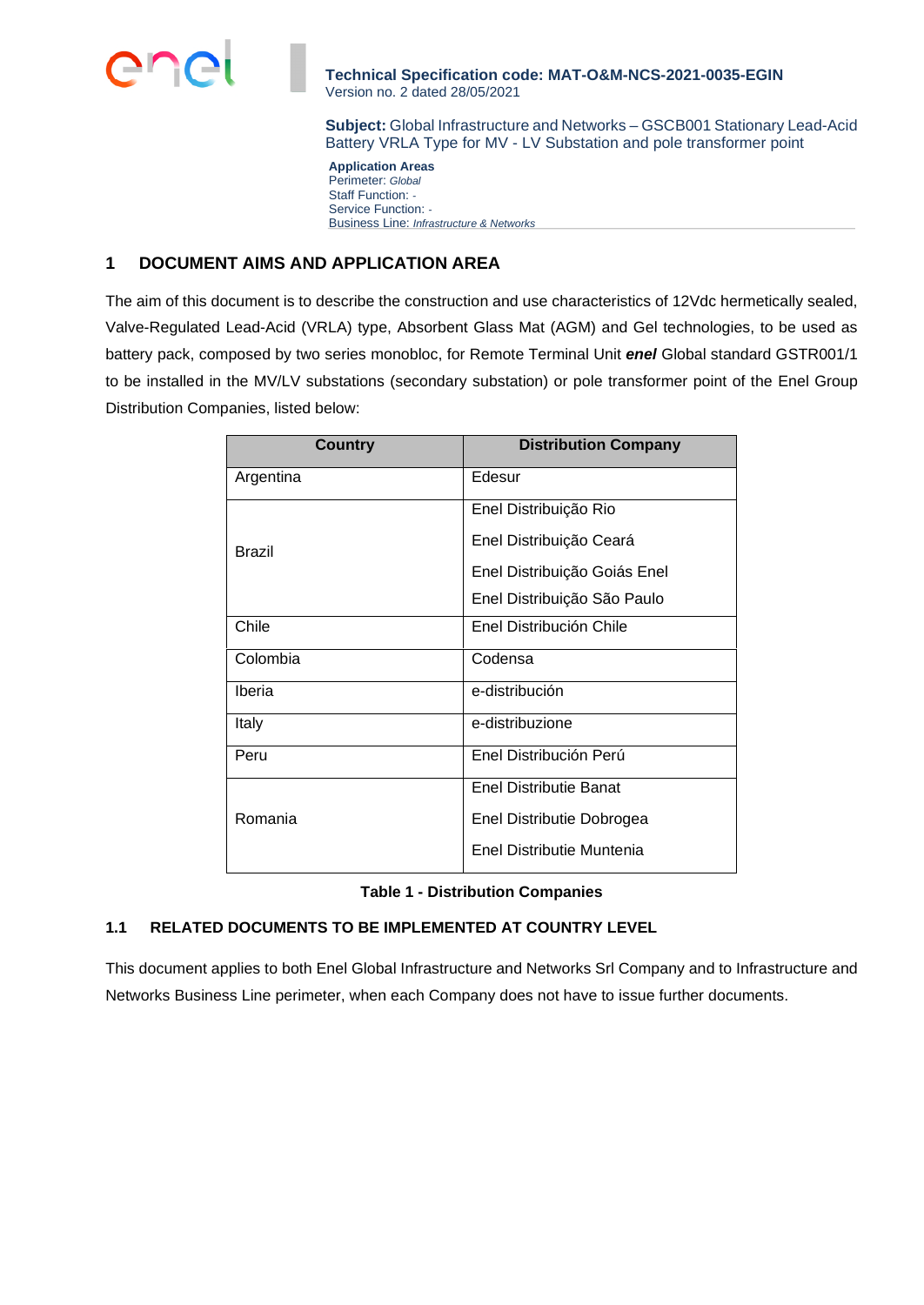**Technical Specification code: MAT-O&M-NCS-2021-0035-EGIN**
Version no. 2 dated 28/05/2021

**Subject:** Global Infrastructure and Networks – GSCB001 Stationary Lead-Acid Battery VRLA Type for MV - LV Substation and pole transformer point

**Application Areas**
Perimeter: *Global*
Staff Function: -
Service Function: -
Business Line: *Infrastructure & Networks*

# 1 DOCUMENT AIMS AND APPLICATION AREA

The aim of this document is to describe the construction and use characteristics of 12Vdc hermetically sealed, Valve-Regulated Lead-Acid (VRLA) type, Absorbent Glass Mat (AGM) and Gel technologies, to be used as battery pack, composed by two series monobloc, for Remote Terminal Unit ***enel*** Global standard GSTR001/1 to be installed in the MV/LV substations (secondary substation) or pole transformer point of the Enel Group Distribution Companies, listed below:

| Country | Distribution Company |
|---|---|
| Argentina | Edesur |
| Brazil | Enel Distribuição Rio<br>Enel Distribuição Ceará<br>Enel Distribuição Goiás Enel<br>Enel Distribuição São Paulo |
| Chile | Enel Distribución Chile |
| Colombia | Codensa |
| Iberia | e-distribución |
| Italy | e-distribuzione |
| Peru | Enel Distribución Perú |
| Romania | Enel Distributie Banat<br>Enel Distributie Dobrogea<br>Enel Distributie Muntenia |

**Table 1 - Distribution Companies**

## 1.1 RELATED DOCUMENTS TO BE IMPLEMENTED AT COUNTRY LEVEL

This document applies to both Enel Global Infrastructure and Networks Srl Company and to Infrastructure and Networks Business Line perimeter, when each Company does not have to issue further documents.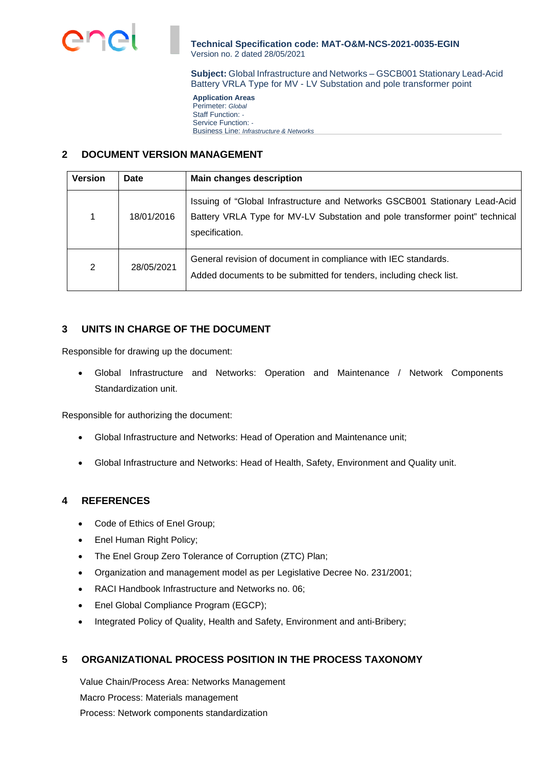## 2 DOCUMENT VERSION MANAGEMENT

| Version | Date | Main changes description |
|---|---|---|
| 1 | 18/01/2016 | Issuing of “Global Infrastructure and Networks GSCB001 Stationary Lead-Acid Battery VRLA Type for MV-LV Substation and pole transformer point” technical specification. |
| 2 | 28/05/2021 | General revision of document in compliance with IEC standards. Added documents to be submitted for tenders, including check list. |

## 3 UNITS IN CHARGE OF THE DOCUMENT

Responsible for drawing up the document:

- Global Infrastructure and Networks: Operation and Maintenance / Network Components Standardization unit.

Responsible for authorizing the document:

- Global Infrastructure and Networks: Head of Operation and Maintenance unit;
- Global Infrastructure and Networks: Head of Health, Safety, Environment and Quality unit.

## 4 REFERENCES

- Code of Ethics of Enel Group;
- Enel Human Right Policy;
- The Enel Group Zero Tolerance of Corruption (ZTC) Plan;
- Organization and management model as per Legislative Decree No. 231/2001;
- RACI Handbook Infrastructure and Networks no. 06;
- Enel Global Compliance Program (EGCP);
- Integrated Policy of Quality, Health and Safety, Environment and anti-Bribery;

## 5 ORGANIZATIONAL PROCESS POSITION IN THE PROCESS TAXONOMY

Value Chain/Process Area: Networks Management
Macro Process: Materials management
Process: Network components standardization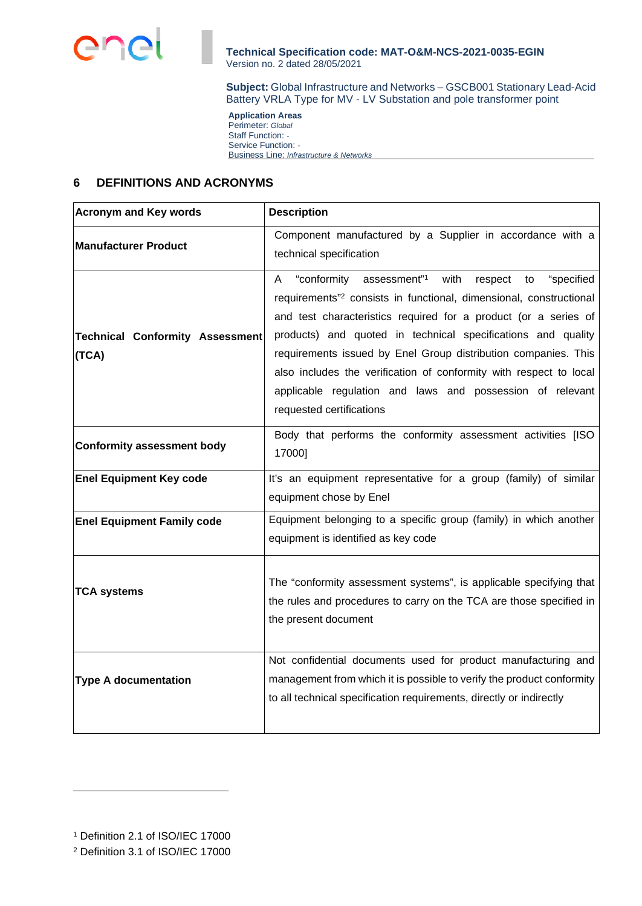## 6 DEFINITIONS AND ACRONYMS

| Acronym and Key words | Description |
|---|---|
| **Manufacturer Product** | Component manufactured by a Supplier in accordance with a technical specification |
| **Technical Conformity Assessment (TCA)** | A "conformity assessment"[1] with respect to "specified requirements"[2] consists in functional, dimensional, constructional and test characteristics required for a product (or a series of products) and quoted in technical specifications and quality requirements issued by Enel Group distribution companies. This also includes the verification of conformity with respect to local applicable regulation and laws and possession of relevant requested certifications |
| **Conformity assessment body** | Body that performs the conformity assessment activities [ISO 17000] |
| **Enel Equipment Key code** | It's an equipment representative for a group (family) of similar equipment chose by Enel |
| **Enel Equipment Family code** | Equipment belonging to a specific group (family) in which another equipment is identified as key code |
| **TCA systems** | The "conformity assessment systems", is applicable specifying that the rules and procedures to carry on the TCA are those specified in the present document |
| **Type A documentation** | Not confidential documents used for product manufacturing and management from which it is possible to verify the product conformity to all technical specification requirements, directly or indirectly |

[1] Definition 2.1 of ISO/IEC 17000

[2] Definition 3.1 of ISO/IEC 17000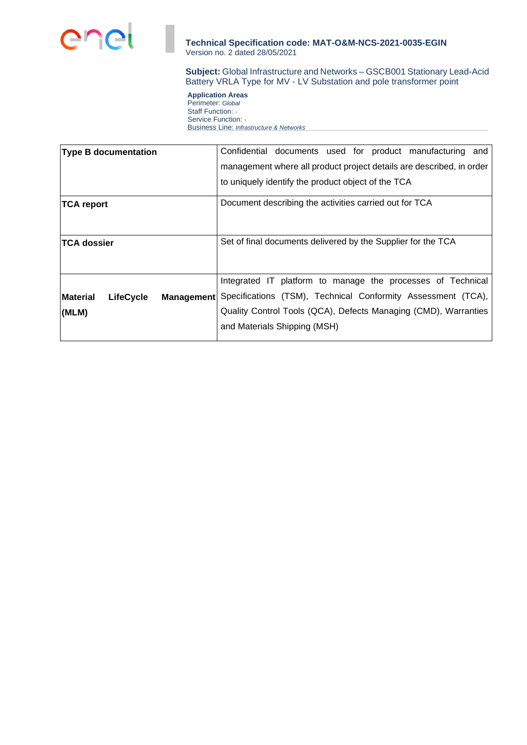| | |
|---|---|
| **Type B documentation** | Confidential documents used for product manufacturing and management where all product project details are described, in order to uniquely identify the product object of the TCA |
| **TCA report** | Document describing the activities carried out for TCA |
| **TCA dossier** | Set of final documents delivered by the Supplier for the TCA |
| **Material LifeCycle Management (MLM)** | Integrated IT platform to manage the processes of Technical Specifications (TSM), Technical Conformity Assessment (TCA), Quality Control Tools (QCA), Defects Managing (CMD), Warranties and Materials Shipping (MSH) |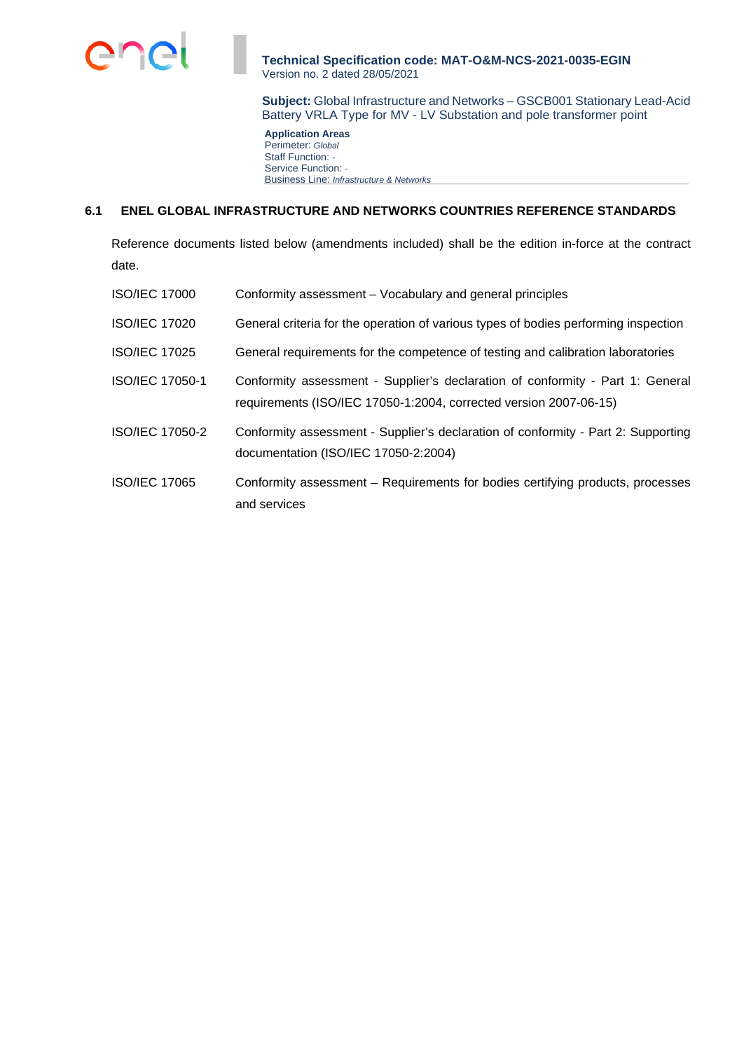## 6.1 ENEL GLOBAL INFRASTRUCTURE AND NETWORKS COUNTRIES REFERENCE STANDARDS

Reference documents listed below (amendments included) shall be the edition in-force at the contract date.

| | |
|---|---|
| ISO/IEC 17000 | Conformity assessment – Vocabulary and general principles |
| ISO/IEC 17020 | General criteria for the operation of various types of bodies performing inspection |
| ISO/IEC 17025 | General requirements for the competence of testing and calibration laboratories |
| ISO/IEC 17050-1 | Conformity assessment - Supplier's declaration of conformity - Part 1: General requirements (ISO/IEC 17050-1:2004, corrected version 2007-06-15) |
| ISO/IEC 17050-2 | Conformity assessment - Supplier's declaration of conformity - Part 2: Supporting documentation (ISO/IEC 17050-2:2004) |
| ISO/IEC 17065 | Conformity assessment – Requirements for bodies certifying products, processes and services |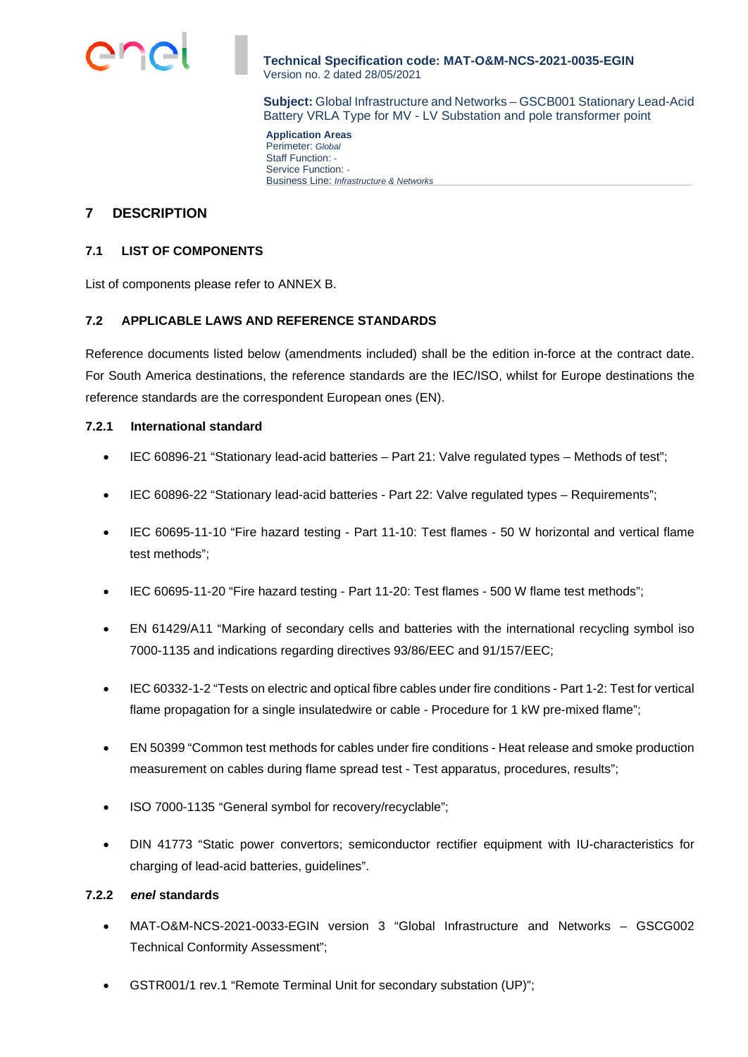# 7 DESCRIPTION

## 7.1 LIST OF COMPONENTS

List of components please refer to ANNEX B.

## 7.2 APPLICABLE LAWS AND REFERENCE STANDARDS

Reference documents listed below (amendments included) shall be the edition in-force at the contract date. For South America destinations, the reference standards are the IEC/ISO, whilst for Europe destinations the reference standards are the correspondent European ones (EN).

### 7.2.1 International standard

- IEC 60896-21 “Stationary lead-acid batteries – Part 21: Valve regulated types – Methods of test”;
- IEC 60896-22 “Stationary lead-acid batteries - Part 22: Valve regulated types – Requirements”;
- IEC 60695-11-10 “Fire hazard testing - Part 11-10: Test flames - 50 W horizontal and vertical flame test methods”;
- IEC 60695-11-20 “Fire hazard testing - Part 11-20: Test flames - 500 W flame test methods”;
- EN 61429/A11 “Marking of secondary cells and batteries with the international recycling symbol iso 7000-1135 and indications regarding directives 93/86/EEC and 91/157/EEC;
- IEC 60332-1-2 “Tests on electric and optical fibre cables under fire conditions - Part 1-2: Test for vertical flame propagation for a single insulatedwire or cable - Procedure for 1 kW pre-mixed flame”;
- EN 50399 “Common test methods for cables under fire conditions - Heat release and smoke production measurement on cables during flame spread test - Test apparatus, procedures, results”;
- ISO 7000-1135 “General symbol for recovery/recyclable”;
- DIN 41773 “Static power convertors; semiconductor rectifier equipment with IU-characteristics for charging of lead-acid batteries, guidelines”.

### 7.2.2 *enel* standards

- MAT-O&M-NCS-2021-0033-EGIN version 3 “Global Infrastructure and Networks – GSCG002 Technical Conformity Assessment”;
- GSTR001/1 rev.1 “Remote Terminal Unit for secondary substation (UP)”;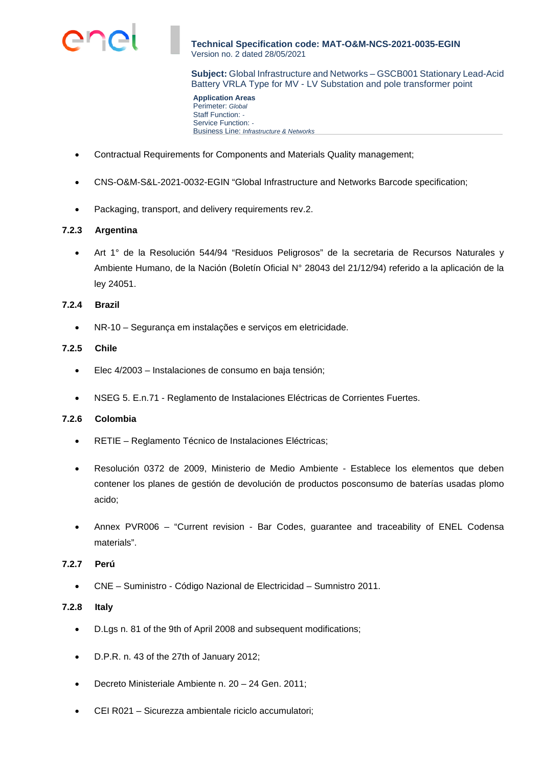- Contractual Requirements for Components and Materials Quality management;
- CNS-O&M-S&L-2021-0032-EGIN “Global Infrastructure and Networks Barcode specification;
- Packaging, transport, and delivery requirements rev.2.

### 7.2.3 Argentina

- Art 1° de la Resolución 544/94 “Residuos Peligrosos” de la secretaria de Recursos Naturales y Ambiente Humano, de la Nación (Boletín Oficial N° 28043 del 21/12/94) referido a la aplicación de la ley 24051.

### 7.2.4 Brazil

- NR-10 – Segurança em instalações e serviços em eletricidade.

### 7.2.5 Chile

- Elec 4/2003 – Instalaciones de consumo en baja tensión;
- NSEG 5. E.n.71 - Reglamento de Instalaciones Eléctricas de Corrientes Fuertes.

### 7.2.6 Colombia

- RETIE – Reglamento Técnico de Instalaciones Eléctricas;
- Resolución 0372 de 2009, Ministerio de Medio Ambiente - Establece los elementos que deben contener los planes de gestión de devolución de productos posconsumo de baterías usadas plomo acido;
- Annex PVR006 – “Current revision - Bar Codes, guarantee and traceability of ENEL Codensa materials”.

### 7.2.7 Perú

- CNE – Suministro - Código Nazional de Electricidad – Sumnistro 2011.

### 7.2.8 Italy

- D.Lgs n. 81 of the 9th of April 2008 and subsequent modifications;
- D.P.R. n. 43 of the 27th of January 2012;
- Decreto Ministeriale Ambiente n. 20 – 24 Gen. 2011;
- CEI R021 – Sicurezza ambientale riciclo accumulatori;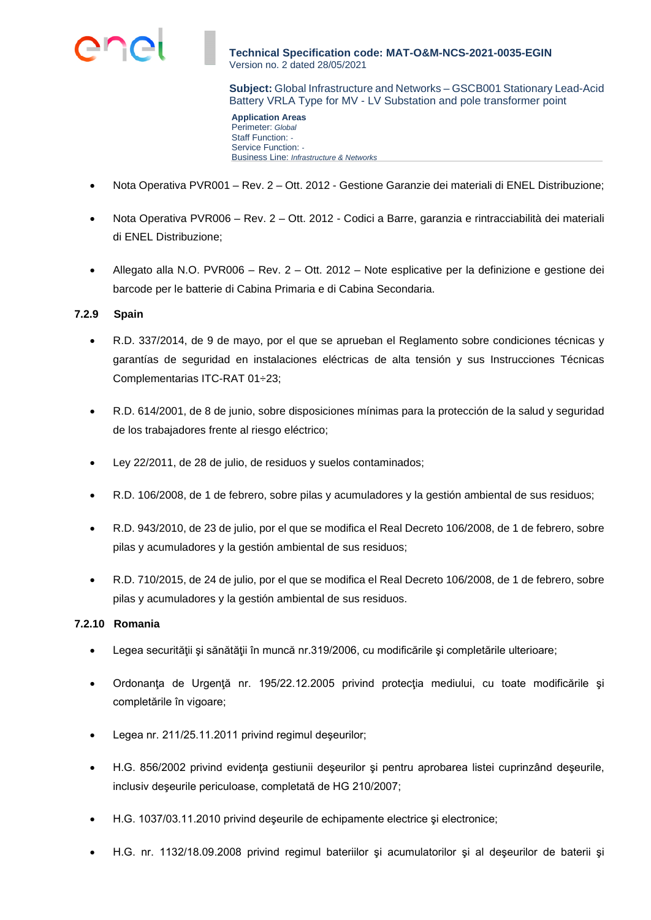- Nota Operativa PVR001 – Rev. 2 – Ott. 2012 - Gestione Garanzie dei materiali di ENEL Distribuzione;

- Nota Operativa PVR006 – Rev. 2 – Ott. 2012 - Codici a Barre, garanzia e rintracciabilità dei materiali di ENEL Distribuzione;

- Allegato alla N.O. PVR006 – Rev. 2 – Ott. 2012 – Note esplicative per la definizione e gestione dei barcode per le batterie di Cabina Primaria e di Cabina Secondaria.

#### 7.2.9 Spain

- R.D. 337/2014, de 9 de mayo, por el que se aprueban el Reglamento sobre condiciones técnicas y garantías de seguridad en instalaciones eléctricas de alta tensión y sus Instrucciones Técnicas Complementarias ITC-RAT 01÷23;

- R.D. 614/2001, de 8 de junio, sobre disposiciones mínimas para la protección de la salud y seguridad de los trabajadores frente al riesgo eléctrico;

- Ley 22/2011, de 28 de julio, de residuos y suelos contaminados;

- R.D. 106/2008, de 1 de febrero, sobre pilas y acumuladores y la gestión ambiental de sus residuos;

- R.D. 943/2010, de 23 de julio, por el que se modifica el Real Decreto 106/2008, de 1 de febrero, sobre pilas y acumuladores y la gestión ambiental de sus residuos;

- R.D. 710/2015, de 24 de julio, por el que se modifica el Real Decreto 106/2008, de 1 de febrero, sobre pilas y acumuladores y la gestión ambiental de sus residuos.

#### 7.2.10 Romania

- Legea securităţii şi sănătăţii în muncă nr.319/2006, cu modificările şi completările ulterioare;

- Ordonanţa de Urgenţă nr. 195/22.12.2005 privind protecţia mediului, cu toate modificările şi completările în vigoare;

- Legea nr. 211/25.11.2011 privind regimul deşeurilor;

- H.G. 856/2002 privind evidenţa gestiunii deşeurilor şi pentru aprobarea listei cuprinzând deşeurile, inclusiv deşeurile periculoase, completată de HG 210/2007;

- H.G. 1037/03.11.2010 privind deşeurile de echipamente electrice şi electronice;

- H.G. nr. 1132/18.09.2008 privind regimul bateriilor şi acumulatorilor şi al deşeurilor de baterii şi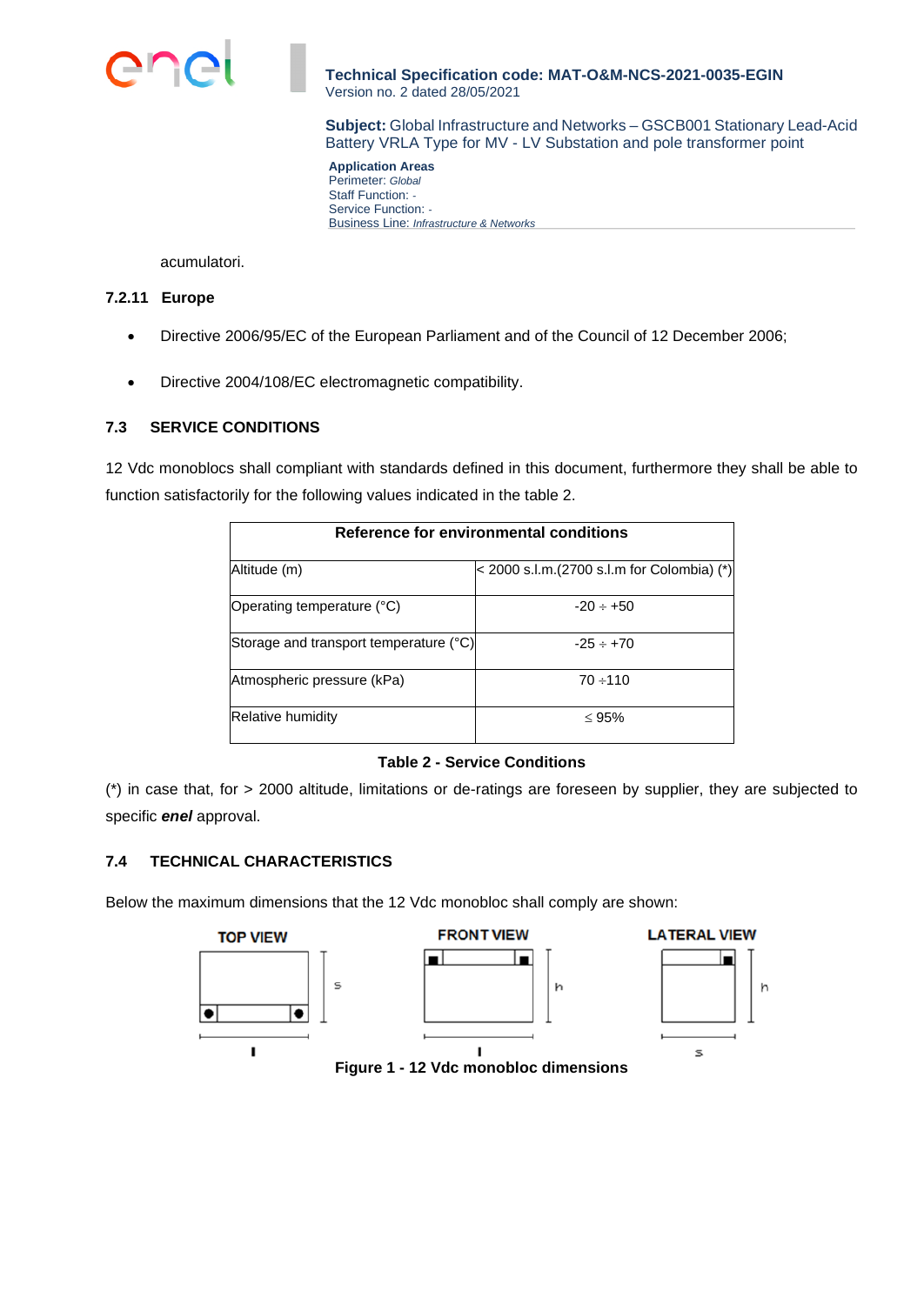acumulatori.

#### 7.2.11 Europe

- Directive 2006/95/EC of the European Parliament and of the Council of 12 December 2006;
- Directive 2004/108/EC electromagnetic compatibility.

### 7.3 SERVICE CONDITIONS

12 Vdc monoblocs shall compliant with standards defined in this document, furthermore they shall be able to function satisfactorily for the following values indicated in the table 2.

| Reference for environmental conditions | |
|---|---|
| Altitude (m) | < 2000 s.l.m.(2700 s.l.m for Colombia) (*) |
| Operating temperature (°C) | -20 ÷ +50 |
| Storage and transport temperature (°C) | -25 ÷ +70 |
| Atmospheric pressure (kPa) | 70 ÷110 |
| Relative humidity | ≤ 95% |

**Table 2 - Service Conditions**

(*) in case that, for > 2000 altitude, limitations or de-ratings are foreseen by supplier, they are subjected to specific ***enel*** approval.

### 7.4 TECHNICAL CHARACTERISTICS

Below the maximum dimensions that the 12 Vdc monobloc shall comply are shown:

TOP VIEW — FRONT VIEW — LATERAL VIEW

**Figure 1 - 12 Vdc monobloc dimensions**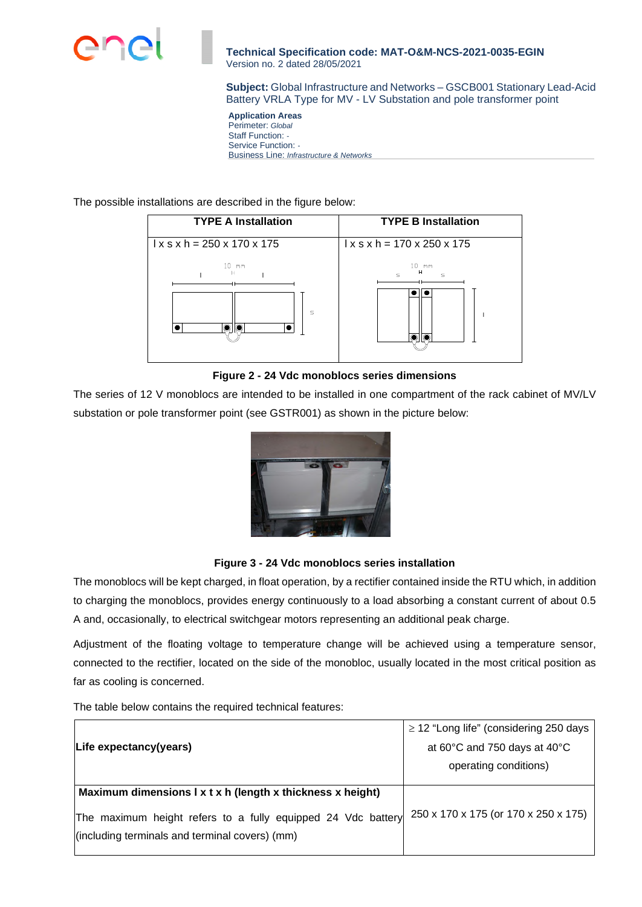The possible installations are described in the figure below:

| TYPE A Installation | TYPE B Installation |
|---|---|
| l x s x h = 250 x 170 x 175 | l x s x h = 170 x 250 x 175 |

**Figure 2 - 24 Vdc monoblocs series dimensions**

The series of 12 V monoblocs are intended to be installed in one compartment of the rack cabinet of MV/LV substation or pole transformer point (see GSTR001) as shown in the picture below:

**Figure 3 - 24 Vdc monoblocs series installation**

The monoblocs will be kept charged, in float operation, by a rectifier contained inside the RTU which, in addition to charging the monoblocs, provides energy continuously to a load absorbing a constant current of about 0.5 A and, occasionally, to electrical switchgear motors representing an additional peak charge.

Adjustment of the floating voltage to temperature change will be achieved using a temperature sensor, connected to the rectifier, located on the side of the monobloc, usually located in the most critical position as far as cooling is concerned.

The table below contains the required technical features:

| | |
|---|---|
| **Life expectancy(years)** | ≥ 12 "Long life" (considering 250 days at 60°C and 750 days at 40°C operating conditions) |
| **Maximum dimensions l x t x h (length x thickness x height)**<br>The maximum height refers to a fully equipped 24 Vdc battery (including terminals and terminal covers) (mm) | 250 x 170 x 175 (or 170 x 250 x 175) |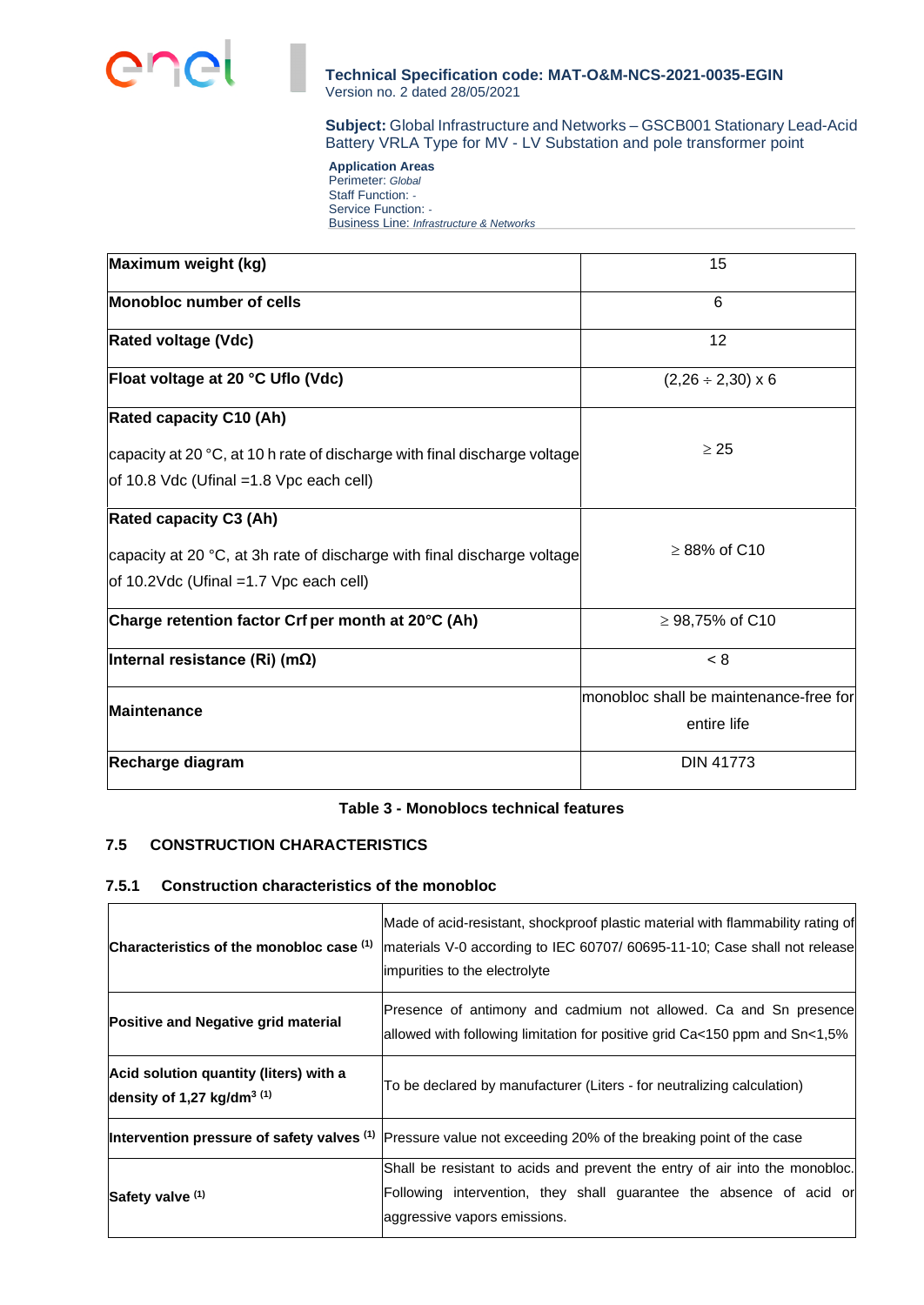| Maximum weight (kg) | 15 |
| --- | --- |
| **Monobloc number of cells** | 6 |
| **Rated voltage (Vdc)** | 12 |
| **Float voltage at 20 °C Uflo (Vdc)** | (2,26 ÷ 2,30) x 6 |
| **Rated capacity C10 (Ah)** capacity at 20 °C, at 10 h rate of discharge with final discharge voltage of 10.8 Vdc (Ufinal =1.8 Vpc each cell) | ≥ 25 |
| **Rated capacity C3 (Ah)** capacity at 20 °C, at 3h rate of discharge with final discharge voltage of 10.2Vdc (Ufinal =1.7 Vpc each cell) | ≥ 88% of C10 |
| **Charge retention factor Crf per month at 20°C (Ah)** | ≥ 98,75% of C10 |
| **Internal resistance (Ri) (mΩ)** | < 8 |
| **Maintenance** | monobloc shall be maintenance-free for entire life |
| **Recharge diagram** | DIN 41773 |

**Table 3 - Monoblocs technical features**

## 7.5 CONSTRUCTION CHARACTERISTICS

### 7.5.1 Construction characteristics of the monobloc

| Characteristics of the monobloc case [1] | Made of acid-resistant, shockproof plastic material with flammability rating of materials V-0 according to IEC 60707/ 60695-11-10; Case shall not release impurities to the electrolyte |
| --- | --- |
| **Positive and Negative grid material** | Presence of antimony and cadmium not allowed. Ca and Sn presence allowed with following limitation for positive grid Ca<150 ppm and Sn<1,5% |
| **Acid solution quantity (liters) with a density of 1,27 kg/dm³ [1]** | To be declared by manufacturer (Liters - for neutralizing calculation) |
| **Intervention pressure of safety valves [1]** | Pressure value not exceeding 20% of the breaking point of the case |
| **Safety valve [1]** | Shall be resistant to acids and prevent the entry of air into the monobloc. Following intervention, they shall guarantee the absence of acid or aggressive vapors emissions. |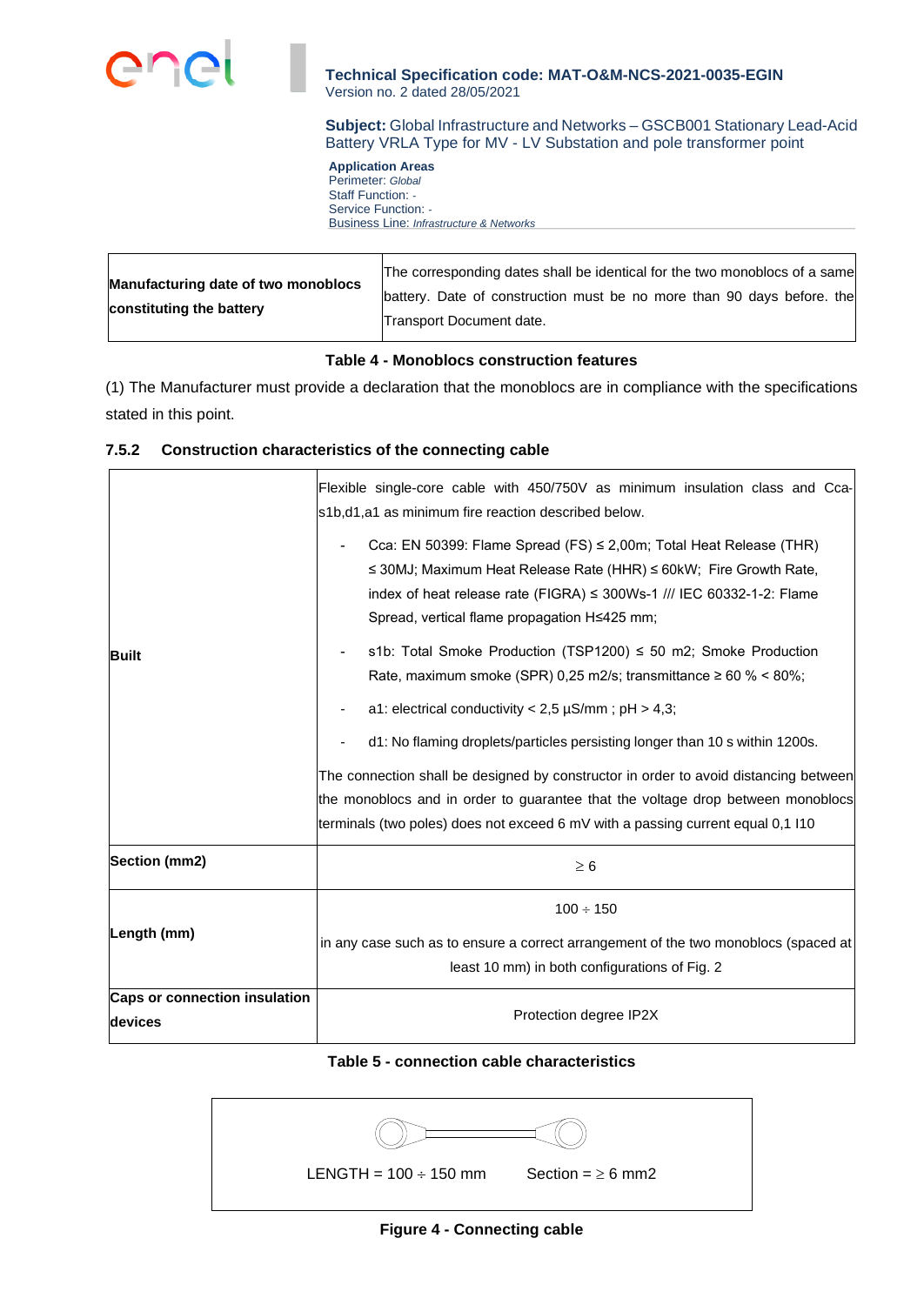| Manufacturing date of two monoblocs constituting the battery | The corresponding dates shall be identical for the two monoblocs of a same battery. Date of construction must be no more than 90 days before. the Transport Document date. |
|---|---|

**Table 4 - Monoblocs construction features**

(1) The Manufacturer must provide a declaration that the monoblocs are in compliance with the specifications stated in this point.

### 7.5.2 Construction characteristics of the connecting cable

| | |
|---|---|
| **Built** | Flexible single-core cable with 450/750V as minimum insulation class and Cca-s1b,d1,a1 as minimum fire reaction described below.<br>- Cca: EN 50399: Flame Spread (FS) ≤ 2,00m; Total Heat Release (THR) ≤ 30MJ; Maximum Heat Release Rate (HHR) ≤ 60kW; Fire Growth Rate, index of heat release rate (FIGRA) ≤ 300Ws-1 /// IEC 60332-1-2: Flame Spread, vertical flame propagation H≤425 mm;<br>- s1b: Total Smoke Production (TSP1200) ≤ 50 m2; Smoke Production Rate, maximum smoke (SPR) 0,25 m2/s; transmittance ≥ 60 % < 80%;<br>- a1: electrical conductivity < 2,5 µS/mm ; pH > 4,3;<br>- d1: No flaming droplets/particles persisting longer than 10 s within 1200s.<br>The connection shall be designed by constructor in order to avoid distancing between the monoblocs and in order to guarantee that the voltage drop between monoblocs terminals (two poles) does not exceed 6 mV with a passing current equal 0,1 I10 |
| **Section (mm2)** | ≥ 6 |
| **Length (mm)** | 100 ÷ 150<br>in any case such as to ensure a correct arrangement of the two monoblocs (spaced at least 10 mm) in both configurations of Fig. 2 |
| **Caps or connection insulation devices** | Protection degree IP2X |

**Table 5 - connection cable characteristics**

LENGTH = 100 ÷ 150 mm Section = ≥ 6 mm2

**Figure 4 - Connecting cable**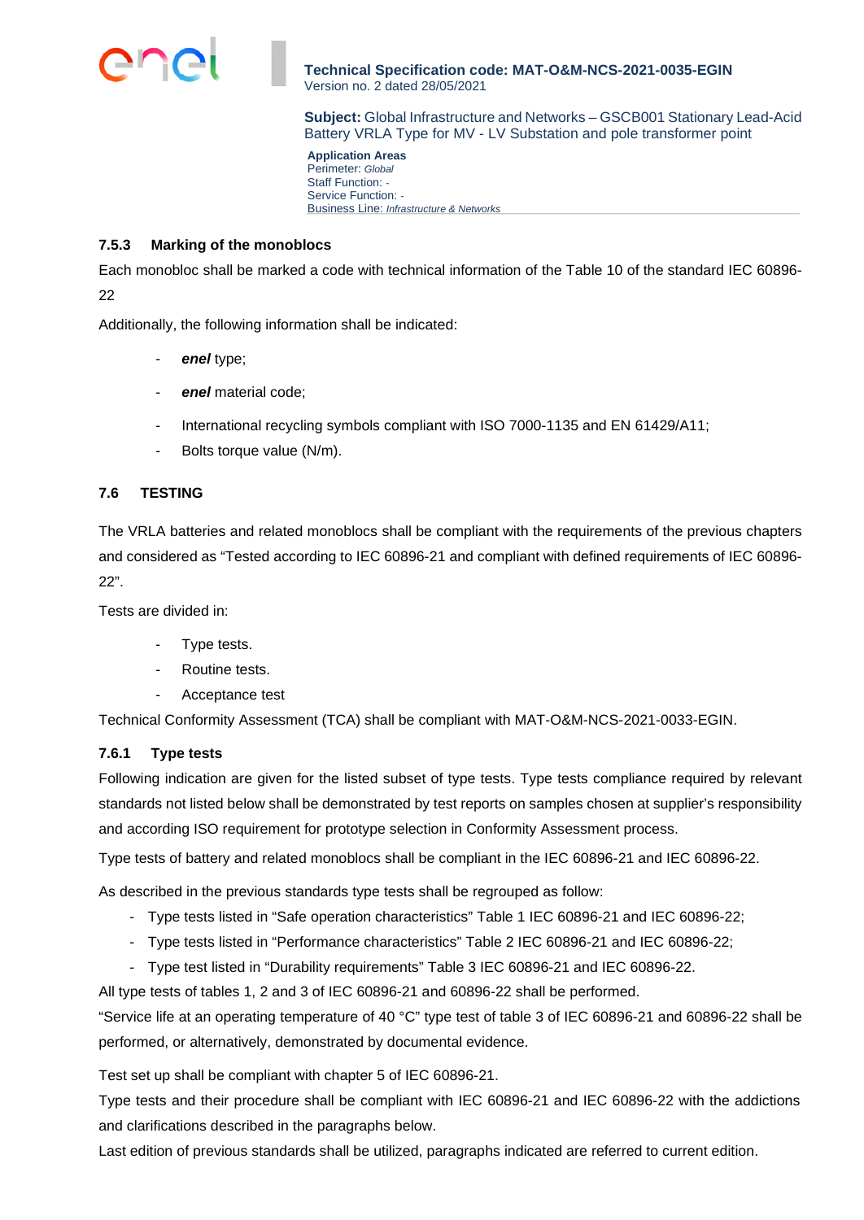### 7.5.3 Marking of the monoblocs

Each monobloc shall be marked a code with technical information of the Table 10 of the standard IEC 60896-22

Additionally, the following information shall be indicated:

- ***enel*** type;
- ***enel*** material code;
- International recycling symbols compliant with ISO 7000-1135 and EN 61429/A11;
- Bolts torque value (N/m).

## 7.6 TESTING

The VRLA batteries and related monoblocs shall be compliant with the requirements of the previous chapters and considered as "Tested according to IEC 60896-21 and compliant with defined requirements of IEC 60896-22".

Tests are divided in:

- Type tests.
- Routine tests.
- Acceptance test

Technical Conformity Assessment (TCA) shall be compliant with MAT-O&M-NCS-2021-0033-EGIN.

### 7.6.1 Type tests

Following indication are given for the listed subset of type tests. Type tests compliance required by relevant standards not listed below shall be demonstrated by test reports on samples chosen at supplier's responsibility and according ISO requirement for prototype selection in Conformity Assessment process.

Type tests of battery and related monoblocs shall be compliant in the IEC 60896-21 and IEC 60896-22.

As described in the previous standards type tests shall be regrouped as follow:

- Type tests listed in "Safe operation characteristics" Table 1 IEC 60896-21 and IEC 60896-22;
- Type tests listed in "Performance characteristics" Table 2 IEC 60896-21 and IEC 60896-22;
- Type test listed in "Durability requirements" Table 3 IEC 60896-21 and IEC 60896-22.

All type tests of tables 1, 2 and 3 of IEC 60896-21 and 60896-22 shall be performed.

"Service life at an operating temperature of 40 °C" type test of table 3 of IEC 60896-21 and 60896-22 shall be performed, or alternatively, demonstrated by documental evidence.

Test set up shall be compliant with chapter 5 of IEC 60896-21.

Type tests and their procedure shall be compliant with IEC 60896-21 and IEC 60896-22 with the addictions and clarifications described in the paragraphs below.

Last edition of previous standards shall be utilized, paragraphs indicated are referred to current edition.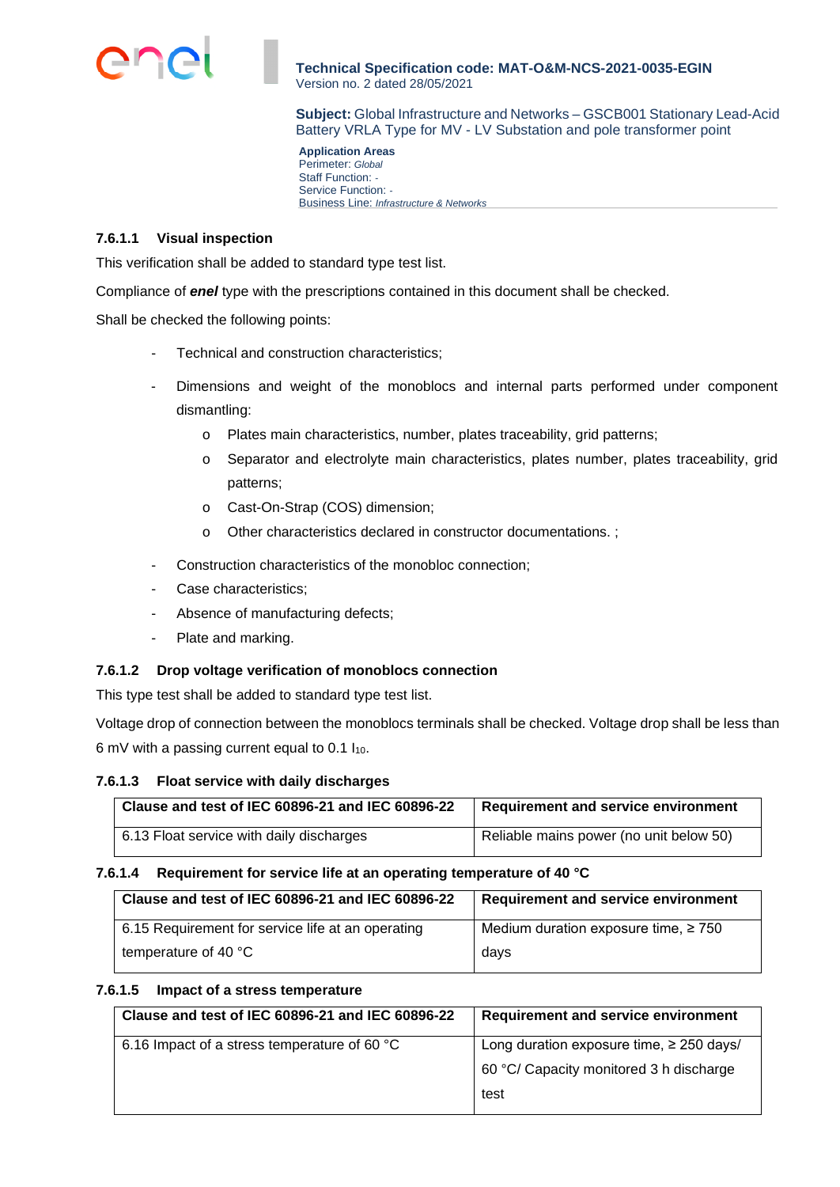#### 7.6.1.1 Visual inspection

This verification shall be added to standard type test list.

Compliance of ***enel*** type with the prescriptions contained in this document shall be checked.

Shall be checked the following points:

- Technical and construction characteristics;
- Dimensions and weight of the monoblocs and internal parts performed under component dismantling:
  - Plates main characteristics, number, plates traceability, grid patterns;
  - Separator and electrolyte main characteristics, plates number, plates traceability, grid patterns;
  - Cast-On-Strap (COS) dimension;
  - Other characteristics declared in constructor documentations. ;
- Construction characteristics of the monobloc connection;
- Case characteristics;
- Absence of manufacturing defects;
- Plate and marking.

#### 7.6.1.2 Drop voltage verification of monoblocs connection

This type test shall be added to standard type test list.

Voltage drop of connection between the monoblocs terminals shall be checked. Voltage drop shall be less than 6 mV with a passing current equal to 0.1 $I_{10}$.

#### 7.6.1.3 Float service with daily discharges

| Clause and test of IEC 60896-21 and IEC 60896-22 | Requirement and service environment |
| --- | --- |
| 6.13 Float service with daily discharges | Reliable mains power (no unit below 50) |

#### 7.6.1.4 Requirement for service life at an operating temperature of 40 °C

| Clause and test of IEC 60896-21 and IEC 60896-22 | Requirement and service environment |
| --- | --- |
| 6.15 Requirement for service life at an operating temperature of 40 °C | Medium duration exposure time, ≥ 750 days |

#### 7.6.1.5 Impact of a stress temperature

| Clause and test of IEC 60896-21 and IEC 60896-22 | Requirement and service environment |
| --- | --- |
| 6.16 Impact of a stress temperature of 60 °C | Long duration exposure time, ≥ 250 days/ 60 °C/ Capacity monitored 3 h discharge test |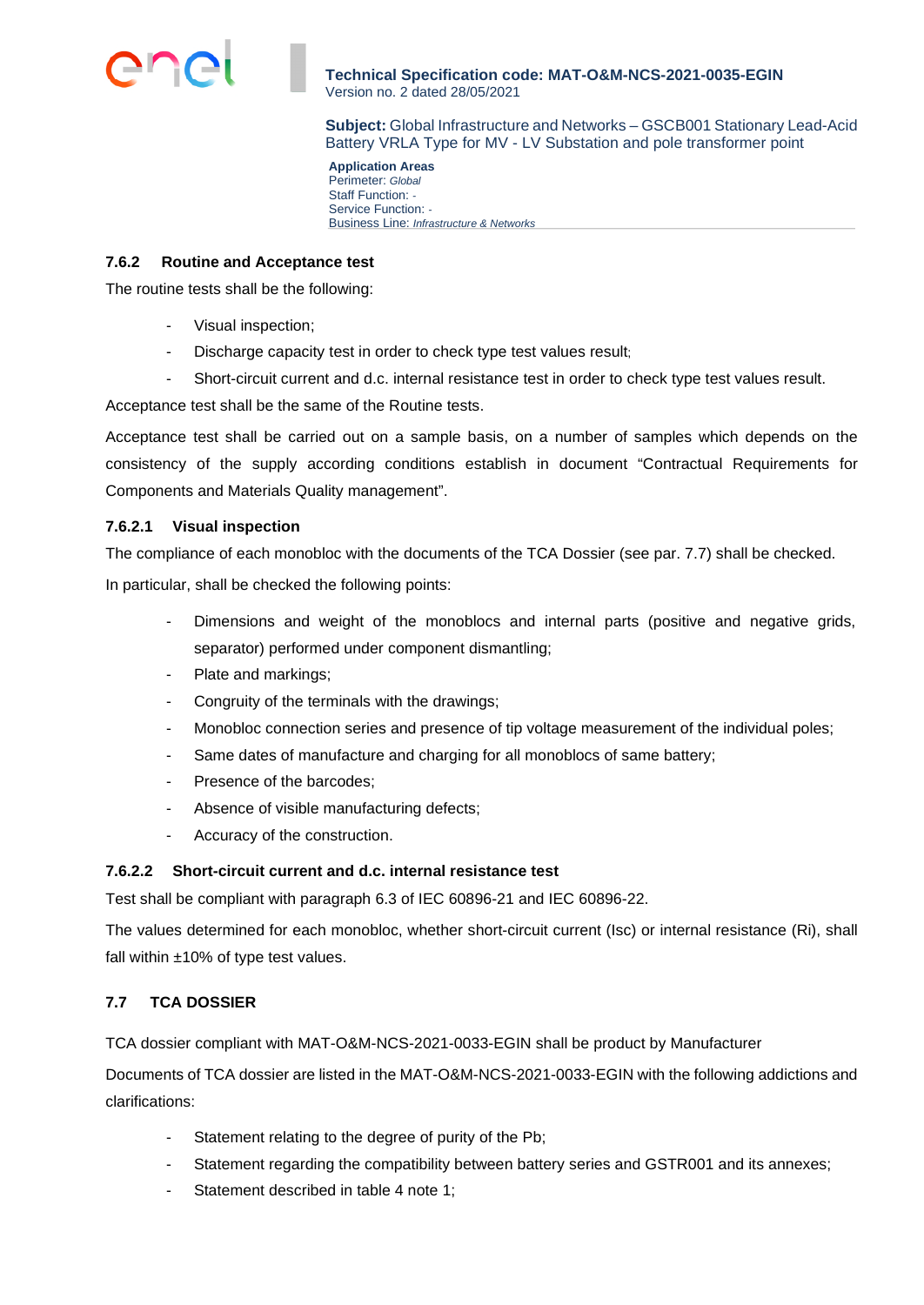### 7.6.2 Routine and Acceptance test

The routine tests shall be the following:

- Visual inspection;
- Discharge capacity test in order to check type test values result;
- Short-circuit current and d.c. internal resistance test in order to check type test values result.

Acceptance test shall be the same of the Routine tests.

Acceptance test shall be carried out on a sample basis, on a number of samples which depends on the consistency of the supply according conditions establish in document "Contractual Requirements for Components and Materials Quality management".

#### 7.6.2.1 Visual inspection

The compliance of each monobloc with the documents of the TCA Dossier (see par. 7.7) shall be checked.

In particular, shall be checked the following points:

- Dimensions and weight of the monoblocs and internal parts (positive and negative grids, separator) performed under component dismantling;
- Plate and markings;
- Congruity of the terminals with the drawings;
- Monobloc connection series and presence of tip voltage measurement of the individual poles;
- Same dates of manufacture and charging for all monoblocs of same battery;
- Presence of the barcodes;
- Absence of visible manufacturing defects;
- Accuracy of the construction.

#### 7.6.2.2 Short-circuit current and d.c. internal resistance test

Test shall be compliant with paragraph 6.3 of IEC 60896-21 and IEC 60896-22.

The values determined for each monobloc, whether short-circuit current (Isc) or internal resistance (Ri), shall fall within ±10% of type test values.

## 7.7 TCA DOSSIER

TCA dossier compliant with MAT-O&M-NCS-2021-0033-EGIN shall be product by Manufacturer

Documents of TCA dossier are listed in the MAT-O&M-NCS-2021-0033-EGIN with the following addictions and clarifications:

- Statement relating to the degree of purity of the Pb;
- Statement regarding the compatibility between battery series and GSTR001 and its annexes;
- Statement described in table 4 note 1;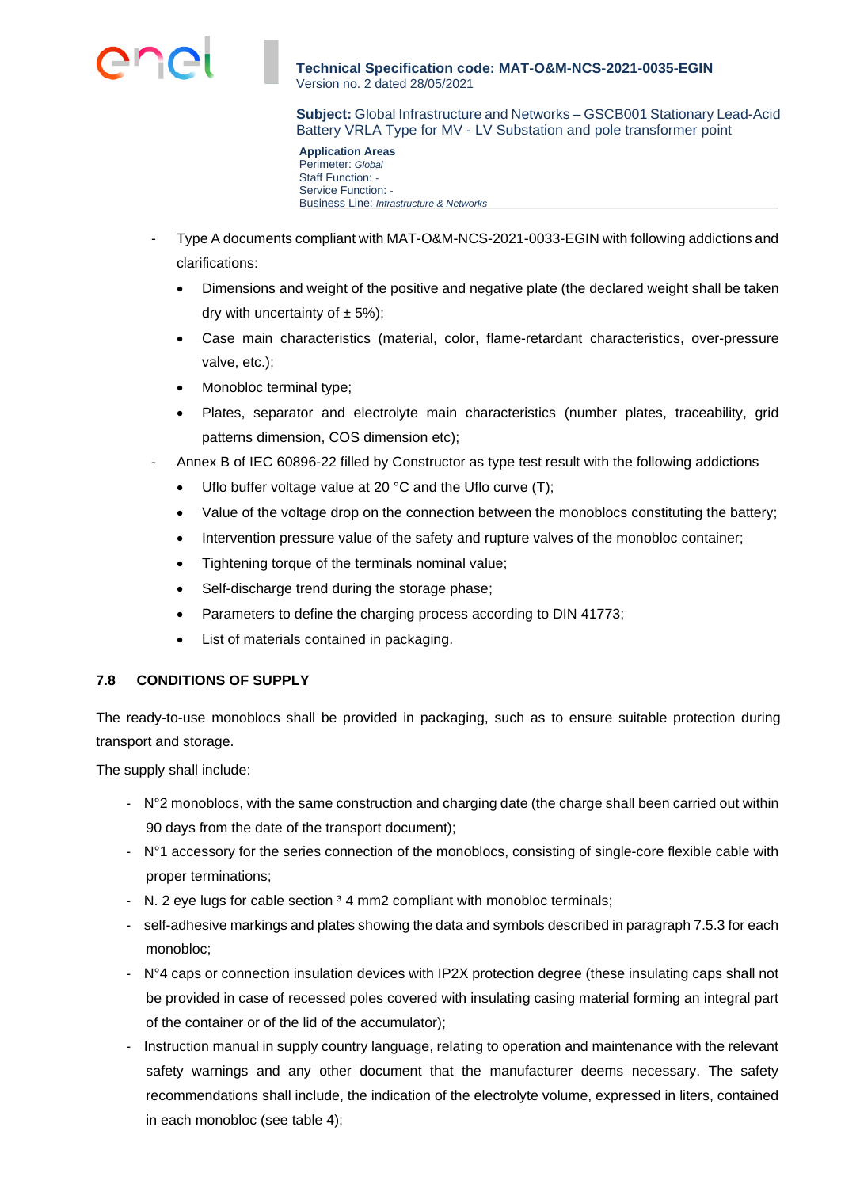- Type A documents compliant with MAT-O&M-NCS-2021-0033-EGIN with following addictions and clarifications:
  - Dimensions and weight of the positive and negative plate (the declared weight shall be taken dry with uncertainty of ± 5%);
  - Case main characteristics (material, color, flame-retardant characteristics, over-pressure valve, etc.);
  - Monobloc terminal type;
  - Plates, separator and electrolyte main characteristics (number plates, traceability, grid patterns dimension, COS dimension etc);
- Annex B of IEC 60896-22 filled by Constructor as type test result with the following addictions
  - Uflo buffer voltage value at 20 °C and the Uflo curve (T);
  - Value of the voltage drop on the connection between the monoblocs constituting the battery;
  - Intervention pressure value of the safety and rupture valves of the monobloc container;
  - Tightening torque of the terminals nominal value;
  - Self-discharge trend during the storage phase;
  - Parameters to define the charging process according to DIN 41773;
  - List of materials contained in packaging.

## 7.8 CONDITIONS OF SUPPLY

The ready-to-use monoblocs shall be provided in packaging, such as to ensure suitable protection during transport and storage.

The supply shall include:

- N°2 monoblocs, with the same construction and charging date (the charge shall been carried out within 90 days from the date of the transport document);
- N°1 accessory for the series connection of the monoblocs, consisting of single-core flexible cable with proper terminations;
- N. 2 eye lugs for cable section ³ 4 mm2 compliant with monobloc terminals;
- self-adhesive markings and plates showing the data and symbols described in paragraph 7.5.3 for each monobloc;
- N°4 caps or connection insulation devices with IP2X protection degree (these insulating caps shall not be provided in case of recessed poles covered with insulating casing material forming an integral part of the container or of the lid of the accumulator);
- Instruction manual in supply country language, relating to operation and maintenance with the relevant safety warnings and any other document that the manufacturer deems necessary. The safety recommendations shall include, the indication of the electrolyte volume, expressed in liters, contained in each monobloc (see table 4);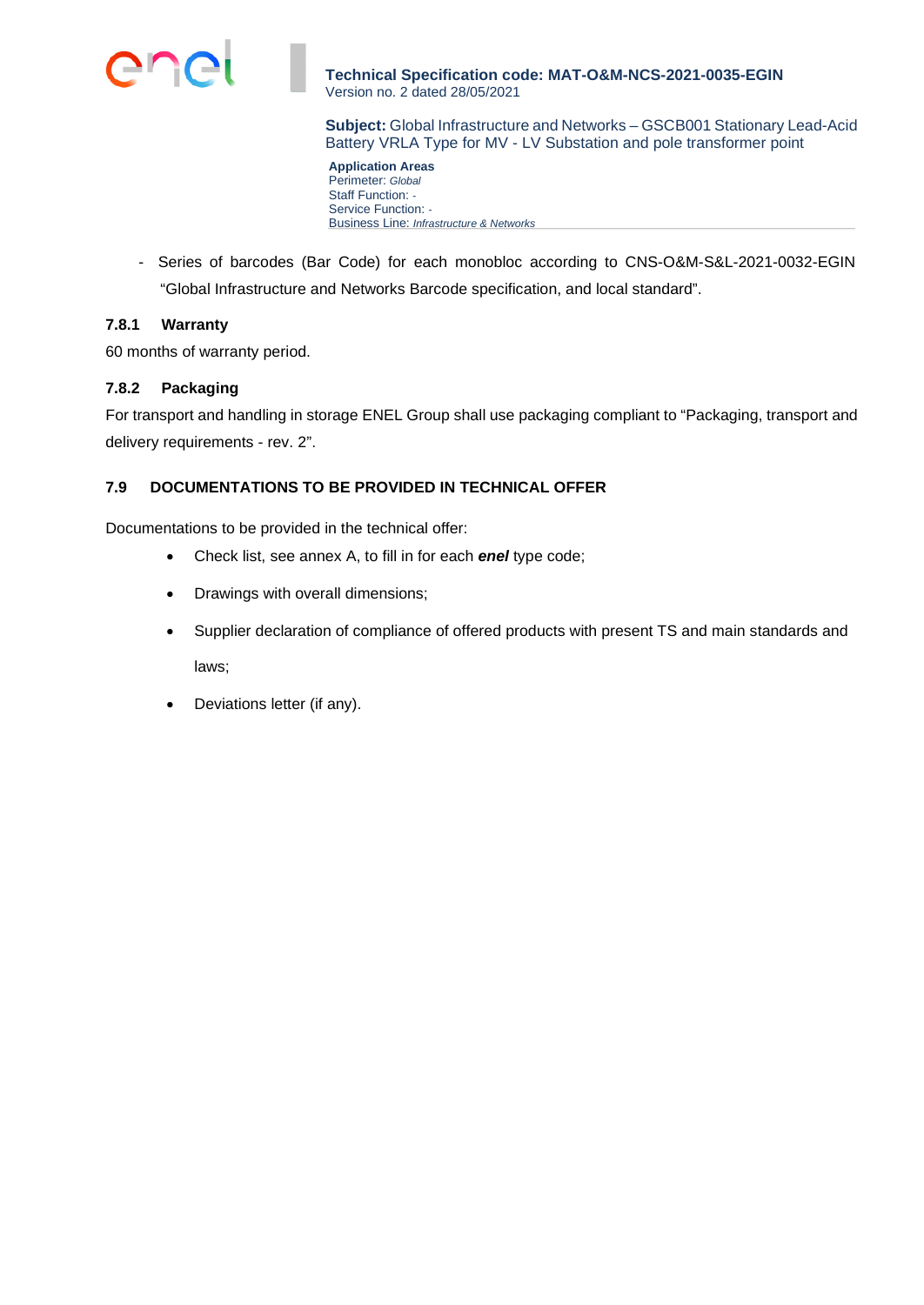- Series of barcodes (Bar Code) for each monobloc according to CNS-O&M-S&L-2021-0032-EGIN "Global Infrastructure and Networks Barcode specification, and local standard".

### 7.8.1 Warranty

60 months of warranty period.

### 7.8.2 Packaging

For transport and handling in storage ENEL Group shall use packaging compliant to "Packaging, transport and delivery requirements - rev. 2".

## 7.9 DOCUMENTATIONS TO BE PROVIDED IN TECHNICAL OFFER

Documentations to be provided in the technical offer:

- Check list, see annex A, to fill in for each ***enel*** type code;
- Drawings with overall dimensions;
- Supplier declaration of compliance of offered products with present TS and main standards and laws;
- Deviations letter (if any).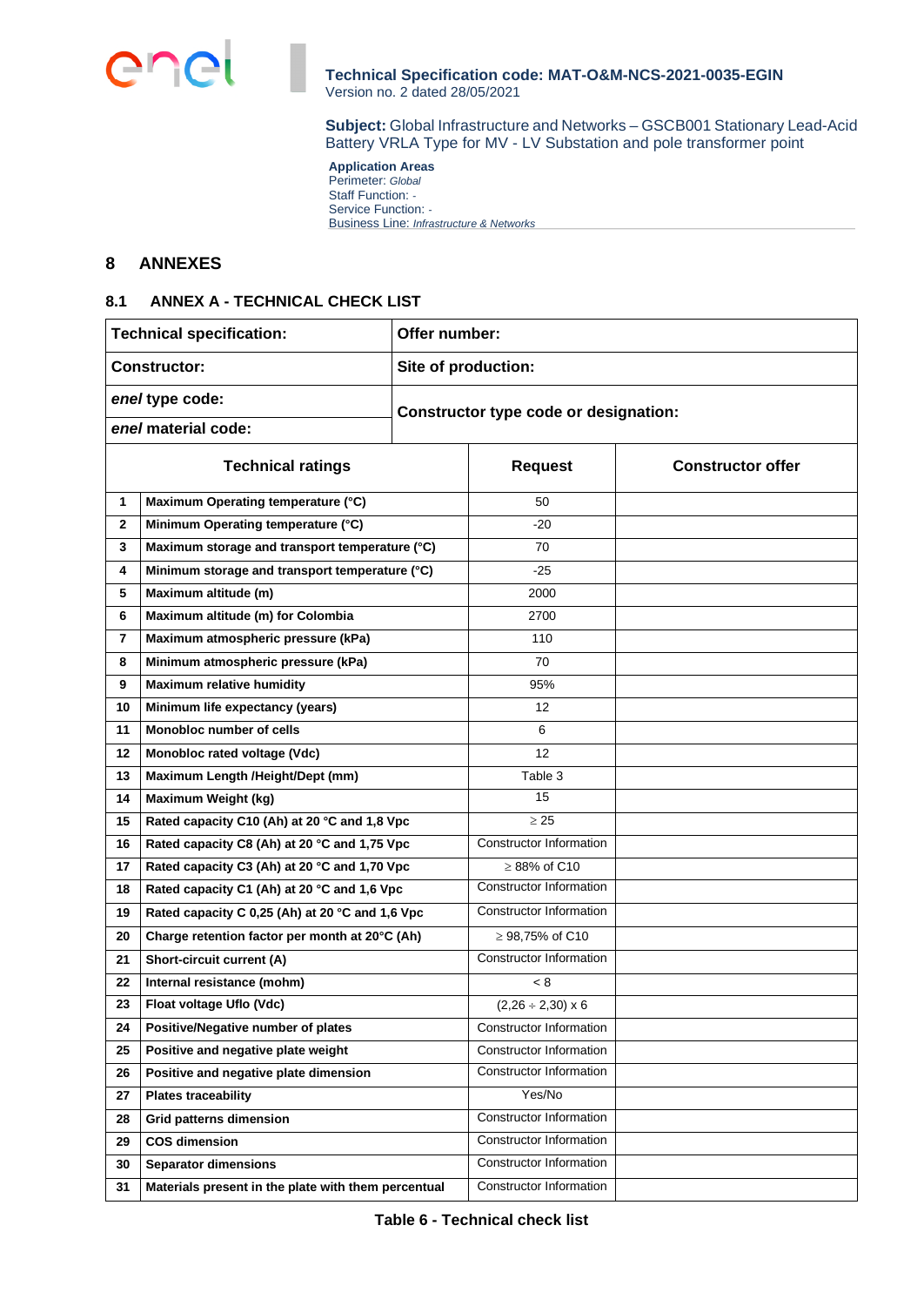## 8 ANNEXES

### 8.1 ANNEX A - TECHNICAL CHECK LIST

| **Technical specification:** | **Offer number:** |
|---|---|
| **Constructor:** | **Site of production:** |
| ***enel* type code:** | **Constructor type code or designation:** |
| ***enel* material code:** | |

| | **Technical ratings** | **Request** | **Constructor offer** |
|---|---|---|---|
| **1** | **Maximum Operating temperature (°C)** | 50 | |
| **2** | **Minimum Operating temperature (°C)** | -20 | |
| **3** | **Maximum storage and transport temperature (°C)** | 70 | |
| **4** | **Minimum storage and transport temperature (°C)** | -25 | |
| **5** | **Maximum altitude (m)** | 2000 | |
| **6** | **Maximum altitude (m) for Colombia** | 2700 | |
| **7** | **Maximum atmospheric pressure (kPa)** | 110 | |
| **8** | **Minimum atmospheric pressure (kPa)** | 70 | |
| **9** | **Maximum relative humidity** | 95% | |
| **10** | **Minimum life expectancy (years)** | 12 | |
| **11** | **Monobloc number of cells** | 6 | |
| **12** | **Monobloc rated voltage (Vdc)** | 12 | |
| **13** | **Maximum Length /Height/Dept (mm)** | Table 3 | |
| **14** | **Maximum Weight (kg)** | 15 | |
| **15** | **Rated capacity C10 (Ah) at 20 °C and 1,8 Vpc** | ≥ 25 | |
| **16** | **Rated capacity C8 (Ah) at 20 °C and 1,75 Vpc** | Constructor Information | |
| **17** | **Rated capacity C3 (Ah) at 20 °C and 1,70 Vpc** | ≥ 88% of C10 | |
| **18** | **Rated capacity C1 (Ah) at 20 °C and 1,6 Vpc** | Constructor Information | |
| **19** | **Rated capacity C 0,25 (Ah) at 20 °C and 1,6 Vpc** | Constructor Information | |
| **20** | **Charge retention factor per month at 20°C (Ah)** | ≥ 98,75% of C10 | |
| **21** | **Short-circuit current (A)** | Constructor Information | |
| **22** | **Internal resistance (mohm)** | < 8 | |
| **23** | **Float voltage Uflo (Vdc)** | (2,26 ÷ 2,30) x 6 | |
| **24** | **Positive/Negative number of plates** | Constructor Information | |
| **25** | **Positive and negative plate weight** | Constructor Information | |
| **26** | **Positive and negative plate dimension** | Constructor Information | |
| **27** | **Plates traceability** | Yes/No | |
| **28** | **Grid patterns dimension** | Constructor Information | |
| **29** | **COS dimension** | Constructor Information | |
| **30** | **Separator dimensions** | Constructor Information | |
| **31** | **Materials present in the plate with them percentual** | Constructor Information | |

**Table 6 - Technical check list**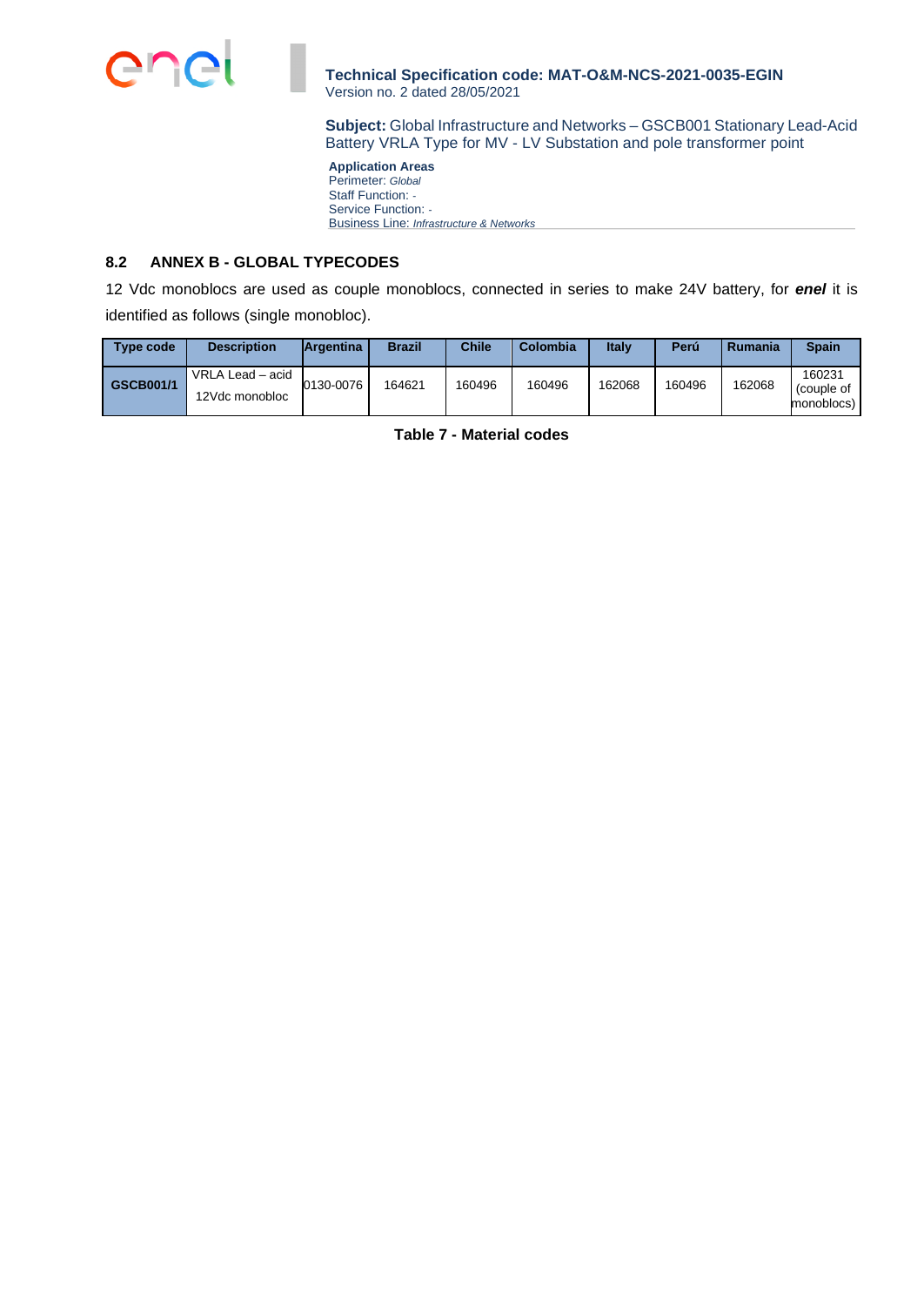## 8.2 ANNEX B - GLOBAL TYPECODES

12 Vdc monoblocs are used as couple monoblocs, connected in series to make 24V battery, for ***enel*** it is identified as follows (single monobloc).

| Type code | Description | Argentina | Brazil | Chile | Colombia | Italy | Perú | Rumania | Spain |
|---|---|---|---|---|---|---|---|---|---|
| **GSCB001/1** | VRLA Lead – acid 12Vdc monobloc | 0130-0076 | 164621 | 160496 | 160496 | 162068 | 160496 | 162068 | 160231 (couple of monoblocs) |

**Table 7 - Material codes**